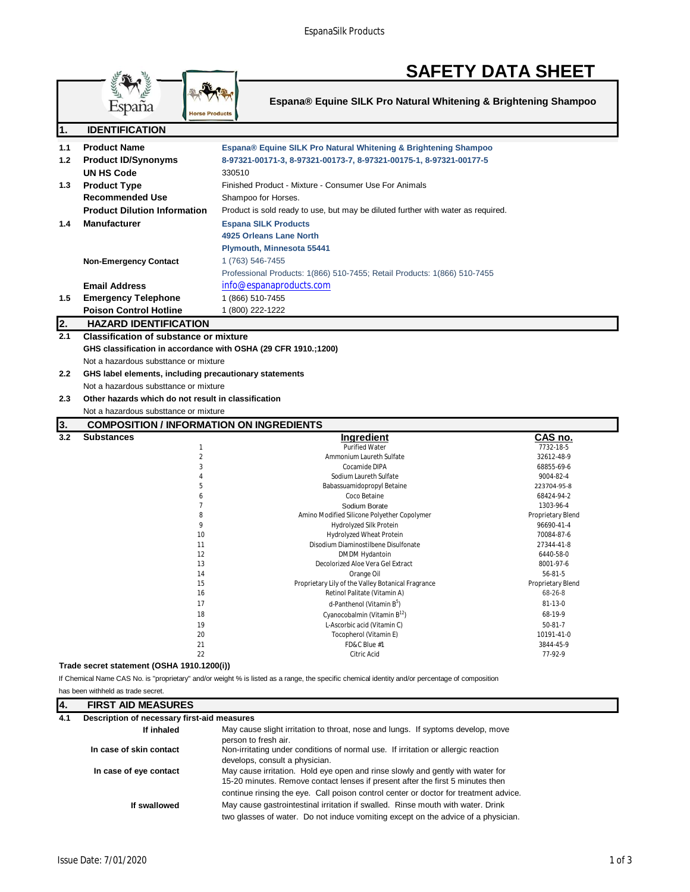# SAFETY DATA SHEET

**Espana® Equine SILK Pro Natural Whitening & Brightening Shampoo**

## 1. IDENTIFICATION

| | | |
|---|---|---|
| 1.1 | **Product Name** | **Espana® Equine SILK Pro Natural Whitening & Brightening Shampoo** |
| 1.2 | **Product ID/Synonyms** | **8-97321-00171-3, 8-97321-00173-7, 8-97321-00175-1, 8-97321-00177-5** |
| | **UN HS Code** | 330510 |
| 1.3 | **Product Type** | Finished Product - Mixture - Consumer Use For Animals |
| | **Recommended Use** | Shampoo for Horses. |
| | **Product Dilution Information** | Product is sold ready to use, but may be diluted further with water as required. |
| 1.4 | **Manufacturer** | **Espana SILK Products**<br>**4925 Orleans Lane North**<br>**Plymouth, Minnesota 55441** |
| | **Non-Emergency Contact** | 1 (763) 546-7455<br>Professional Products: 1(866) 510-7455; Retail Products: 1(866) 510-7455 |
| | **Email Address** | info@espanaproducts.com |
| 1.5 | **Emergency Telephone** | 1 (866) 510-7455 |
| | **Poison Control Hotline** | 1 (800) 222-1222 |

## 2. HAZARD IDENTIFICATION

**2.1 Classification of substance or mixture**

**GHS classification in accordance with OSHA (29 CFR 1910.;1200)**

Not a hazardous substance or mixture

**2.2 GHS label elements, including precautionary statements**

Not a hazardous substance or mixture

**2.3 Other hazards which do not result in classification**

Not a hazardous substance or mixture

## 3. COMPOSITION / INFORMATION ON INGREDIENTS

**3.2 Substances**

| | Ingredient | CAS no. |
|---|---|---|
| 1 | Purified Water | 7732-18-5 |
| 2 | Ammonium Laureth Sulfate | 32612-48-9 |
| 3 | Cocamide DIPA | 68855-69-6 |
| 4 | Sodium Laureth Sulfate | 9004-82-4 |
| 5 | Babassuamidopropyl Betaine | 223704-95-8 |
| 6 | Coco Betaine | 68424-94-2 |
| 7 | Sodium Borate | 1303-96-4 |
| 8 | Amino Modified Silicone Polyether Copolymer | Proprietary Blend |
| 9 | Hydrolyzed Silk Protein | 96690-41-4 |
| 10 | Hydrolyzed Wheat Protein | 70084-87-6 |
| 11 | Disodium Diaminostilbene Disulfonate | 27344-41-8 |
| 12 | DMDM Hydantoin | 6440-58-0 |
| 13 | Decolorized Aloe Vera Gel Extract | 8001-97-6 |
| 14 | Orange Oil | 56-81-5 |
| 15 | Proprietary Lily of the Valley Botanical Fragrance | Proprietary Blend |
| 16 | Retinol Palitate (Vitamin A) | 68-26-8 |
| 17 | d-Panthenol (Vitamin $B^5$) | 81-13-0 |
| 18 | Cyanocobalmin (Vitamin $B^{12}$) | 68-19-9 |
| 19 | L-Ascorbic acid (Vitamin C) | 50-81-7 |
| 20 | Tocopherol (Vitamin E) | 10191-41-0 |
| 21 | FD&C Blue #1 | 3844-45-9 |
| 22 | Citric Acid | 77-92-9 |

**Trade secret statement (OSHA 1910.1200(i))**

If Chemical Name CAS No. is "proprietary" and/or weight % is listed as a range, the specific chemical identity and/or percentage of composition has been withheld as trade secret.

## 4. FIRST AID MEASURES

**4.1 Description of necessary first-aid measures**

| | |
|---|---|
| **If inhaled** | May cause slight irritation to throat, nose and lungs. If syptoms develop, move person to fresh air. |
| **In case of skin contact** | Non-irritating under conditions of normal use. If irritation or allergic reaction develops, consult a physician. |
| **In case of eye contact** | May cause irritation. Hold eye open and rinse slowly and gently with water for 15-20 minutes. Remove contact lenses if present after the first 5 minutes then continue rinsing the eye. Call poison control center or doctor for treatment advice. |
| **If swallowed** | May cause gastrointestinal irritation if swalled. Rinse mouth with water. Drink two glasses of water. Do not induce vomiting except on the advice of a physician. |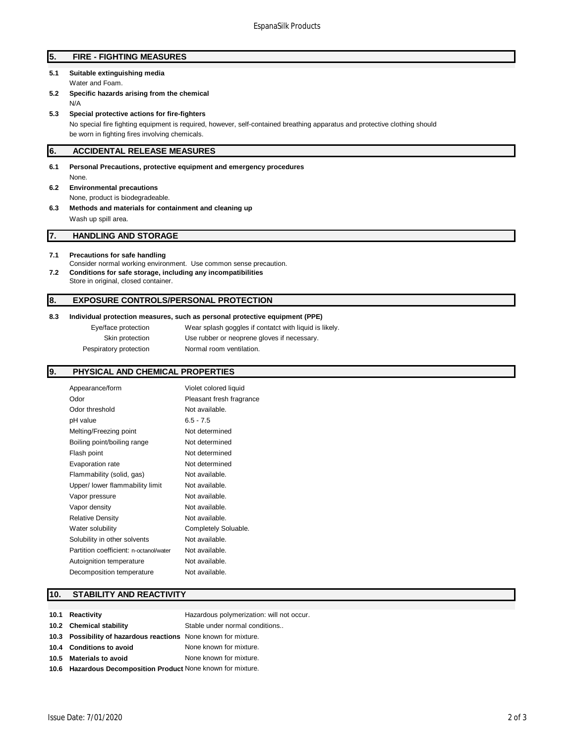## 5. FIRE - FIGHTING MEASURES

**5.1 Suitable extinguishing media**

Water and Foam.

**5.2 Specific hazards arising from the chemical**

N/A

**5.3 Special protective actions for fire-fighters**

No special fire fighting equipment is required, however, self-contained breathing apparatus and protective clothing should be worn in fighting fires involving chemicals.

## 6. ACCIDENTAL RELEASE MEASURES

**6.1 Personal Precautions, protective equipment and emergency procedures**

None.

**6.2 Environmental precautions**

None, product is biodegradeable.

**6.3 Methods and materials for containment and cleaning up**

Wash up spill area.

## 7. HANDLING AND STORAGE

**7.1 Precautions for safe handling**

Consider normal working environment. Use common sense precaution.

**7.2 Conditions for safe storage, including any incompatibilities**

Store in original, closed container.

## 8. EXPOSURE CONTROLS/PERSONAL PROTECTION

**8.3 Individual protection measures, such as personal protective equipment (PPE)**

| | |
|---|---|
| Eye/face protection | Wear splash goggles if contatct with liquid is likely. |
| Skin protection | Use rubber or neoprene gloves if necessary. |
| Pespiratory protection | Normal room ventilation. |

## 9. PHYSICAL AND CHEMICAL PROPERTIES

| | |
|---|---|
| Appearance/form | Violet colored liquid |
| Odor | Pleasant fresh fragrance |
| Odor threshold | Not available. |
| pH value | 6.5 - 7.5 |
| Melting/Freezing point | Not determined |
| Boiling point/boiling range | Not determined |
| Flash point | Not determined |
| Evaporation rate | Not determined |
| Flammability (solid, gas) | Not available. |
| Upper/ lower flammability limit | Not available. |
| Vapor pressure | Not available. |
| Vapor density | Not available. |
| Relative Density | Not available. |
| Water solubility | Completely Soluable. |
| Solubility in other solvents | Not available. |
| Partition coefficient: n-octanol/water | Not available. |
| Autoignition temperature | Not available. |
| Decomposition temperature | Not available. |

## 10. STABILITY AND REACTIVITY

| | |
|---|---|
| **10.1 Reactivity** | Hazardous polymerization: will not occur. |
| **10.2 Chemical stability** | Stable under normal conditions.. |
| **10.3 Possibility of hazardous reactions** | None known for mixture. |
| **10.4 Conditions to avoid** | None known for mixture. |
| **10.5 Materials to avoid** | None known for mixture. |
| **10.6 Hazardous Decomposition Product** | None known for mixture. |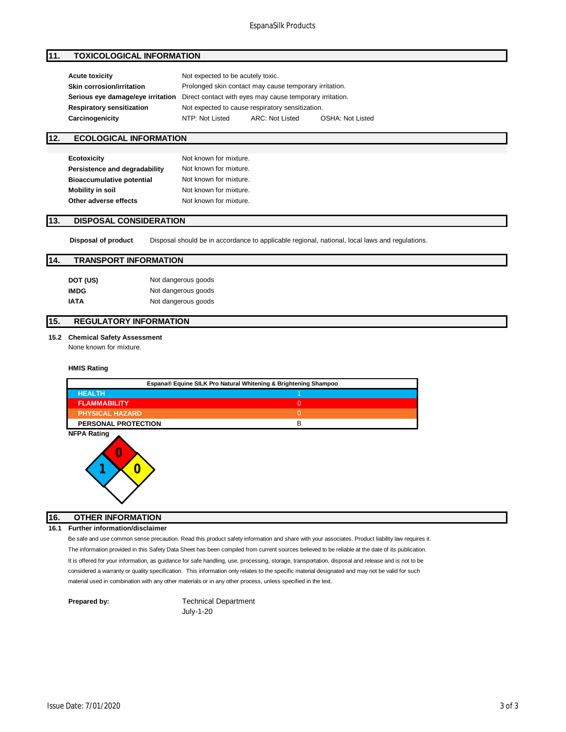## 11. TOXICOLOGICAL INFORMATION

| | |
|---|---|
| **Acute toxicity** | Not expected to be acutely toxic. |
| **Skin corrosion/irritation** | Prolonged skin contact may cause temporary irritation. |
| **Serious eye damage/eye irritation** | Direct contact with eyes may cause temporary irritation. |
| **Respiratory sensitization** | Not expected to cause respiratory sensitization. |
| **Carcinogenicity** | NTP: Not Listed ARC: Not Listed OSHA: Not Listed |

## 12. ECOLOGICAL INFORMATION

| | |
|---|---|
| **Ecotoxicity** | Not known for mixture. |
| **Persistence and degradability** | Not known for mixture. |
| **Bioaccumulative potential** | Not known for mixture. |
| **Mobility in soil** | Not known for mixture. |
| **Other adverse effects** | Not known for mixture. |

## 13. DISPOSAL CONSIDERATION

**Disposal of product** Disposal should be in accordance to applicable regional, national, local laws and regulations.

## 14. TRANSPORT INFORMATION

| | |
|---|---|
| **DOT (US)** | Not dangerous goods |
| **IMDG** | Not dangerous goods |
| **IATA** | Not dangerous goods |

## 15. REGULATORY INFORMATION

**15.2 Chemical Safety Assessment**

None known for mixture.

**HMIS Rating**

| Espana® Equine SILK Pro Natural Whitening & Brightening Shampoo | |
|---|---|
| HEALTH | 1 |
| FLAMMABILITY | 0 |
| PHYSICAL HAZARD | 0 |
| PERSONAL PROTECTION | B |

**NFPA Rating**

0

1 0

## 16. OTHER INFORMATION

**16.1 Further information/disclaimer**

Be safe and use common sense precaution. Read this product safety information and share with your associates. Product liability law requires it. The information provided in this Safety Data Sheet has been compiled from current sources believed to be reliable at the date of its publication. It is offered for your information, as guidance for safe handling, use, processing, storage, transportation, disposal and release and is not to be considered a warranty or quality specification. This information only relates to the specific material designated and may not be valid for such material used in combination with any other materials or in any other process, unless specified in the text.

**Prepared by:** Technical Department

July-1-20